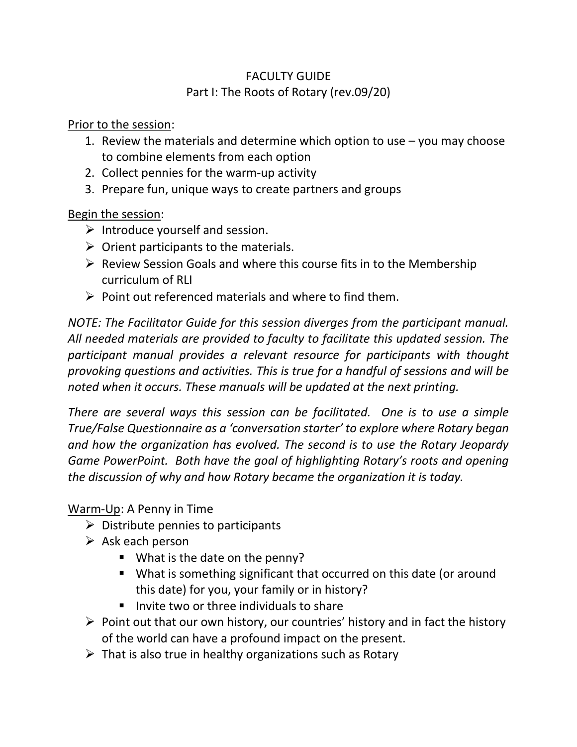# FACULTY GUIDE

## Part I: The Roots of Rotary (rev.09/20)

<u>Prior to the session</u>:

1. Review the materials and determine which option to use – you may choose to combine elements from each option
2. Collect pennies for the warm-up activity
3. Prepare fun, unique ways to create partners and groups

<u>Begin the session</u>:

- Introduce yourself and session.
- Orient participants to the materials.
- Review Session Goals and where this course fits in to the Membership curriculum of RLI
- Point out referenced materials and where to find them.

*NOTE: The Facilitator Guide for this session diverges from the participant manual. All needed materials are provided to faculty to facilitate this updated session. The participant manual provides a relevant resource for participants with thought provoking questions and activities. This is true for a handful of sessions and will be noted when it occurs. These manuals will be updated at the next printing.*

*There are several ways this session can be facilitated. One is to use a simple True/False Questionnaire as a 'conversation starter' to explore where Rotary began and how the organization has evolved. The second is to use the Rotary Jeopardy Game PowerPoint. Both have the goal of highlighting Rotary's roots and opening the discussion of why and how Rotary became the organization it is today.*

<u>Warm-Up</u>: A Penny in Time

- Distribute pennies to participants
- Ask each person
  - What is the date on the penny?
  - What is something significant that occurred on this date (or around this date) for you, your family or in history?
  - Invite two or three individuals to share
- Point out that our own history, our countries' history and in fact the history of the world can have a profound impact on the present.
- That is also true in healthy organizations such as Rotary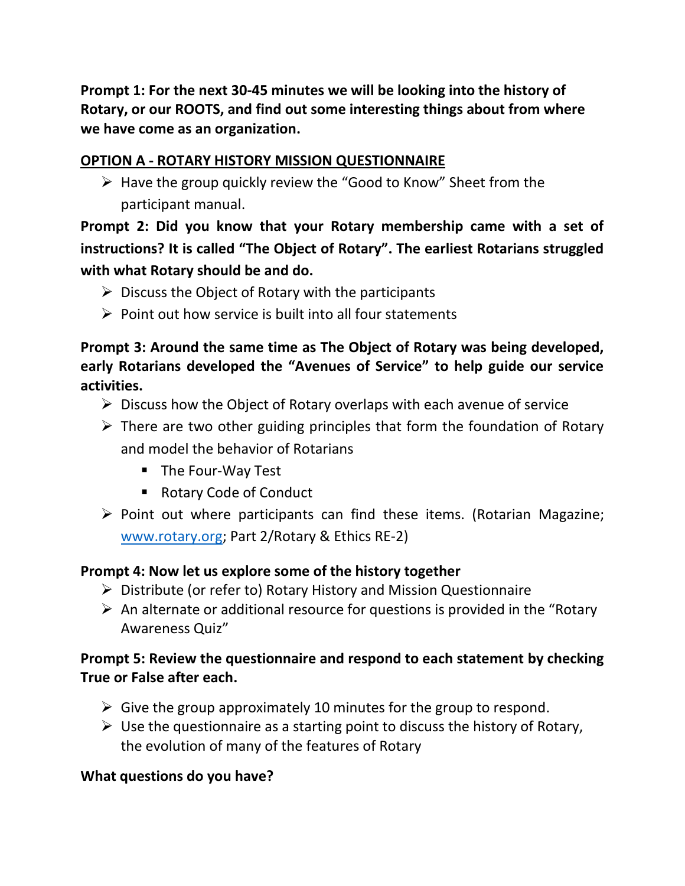**Prompt 1: For the next 30-45 minutes we will be looking into the history of Rotary, or our ROOTS, and find out some interesting things about from where we have come as an organization.**

**<u>OPTION A - ROTARY HISTORY MISSION QUESTIONNAIRE</u>**

- Have the group quickly review the "Good to Know" Sheet from the participant manual.

**Prompt 2: Did you know that your Rotary membership came with a set of instructions? It is called "The Object of Rotary". The earliest Rotarians struggled with what Rotary should be and do.**

- Discuss the Object of Rotary with the participants
- Point out how service is built into all four statements

**Prompt 3: Around the same time as The Object of Rotary was being developed, early Rotarians developed the "Avenues of Service" to help guide our service activities.**

- Discuss how the Object of Rotary overlaps with each avenue of service
- There are two other guiding principles that form the foundation of Rotary and model the behavior of Rotarians
  - The Four-Way Test
  - Rotary Code of Conduct
- Point out where participants can find these items. (Rotarian Magazine; [www.rotary.org](http://www.rotary.org); Part 2/Rotary & Ethics RE-2)

**Prompt 4: Now let us explore some of the history together**

- Distribute (or refer to) Rotary History and Mission Questionnaire
- An alternate or additional resource for questions is provided in the "Rotary Awareness Quiz"

**Prompt 5: Review the questionnaire and respond to each statement by checking True or False after each.**

- Give the group approximately 10 minutes for the group to respond.
- Use the questionnaire as a starting point to discuss the history of Rotary, the evolution of many of the features of Rotary

**What questions do you have?**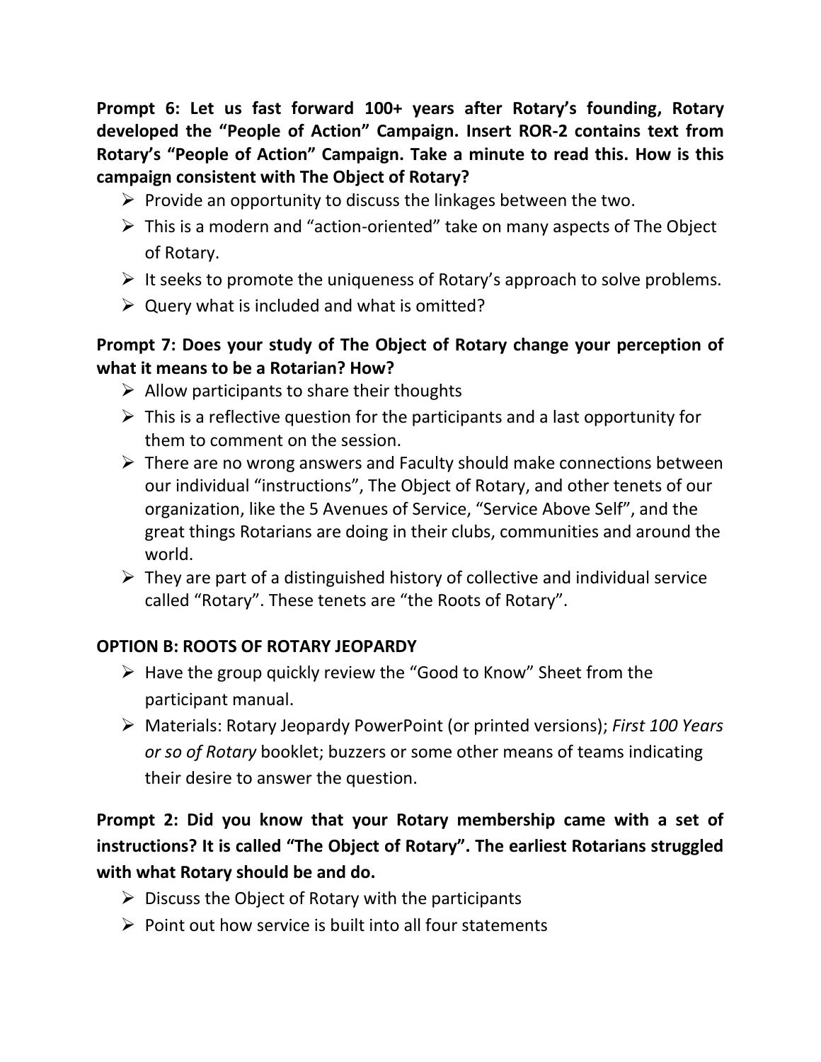**Prompt 6: Let us fast forward 100+ years after Rotary's founding, Rotary developed the "People of Action" Campaign. Insert ROR-2 contains text from Rotary's "People of Action" Campaign. Take a minute to read this. How is this campaign consistent with The Object of Rotary?**

- Provide an opportunity to discuss the linkages between the two.
- This is a modern and "action-oriented" take on many aspects of The Object of Rotary.
- It seeks to promote the uniqueness of Rotary's approach to solve problems.
- Query what is included and what is omitted?

**Prompt 7: Does your study of The Object of Rotary change your perception of what it means to be a Rotarian? How?**

- Allow participants to share their thoughts
- This is a reflective question for the participants and a last opportunity for them to comment on the session.
- There are no wrong answers and Faculty should make connections between our individual "instructions", The Object of Rotary, and other tenets of our organization, like the 5 Avenues of Service, "Service Above Self", and the great things Rotarians are doing in their clubs, communities and around the world.
- They are part of a distinguished history of collective and individual service called "Rotary". These tenets are "the Roots of Rotary".

**OPTION B: ROOTS OF ROTARY JEOPARDY**

- Have the group quickly review the "Good to Know" Sheet from the participant manual.
- Materials: Rotary Jeopardy PowerPoint (or printed versions); *First 100 Years or so of Rotary* booklet; buzzers or some other means of teams indicating their desire to answer the question.

**Prompt 2: Did you know that your Rotary membership came with a set of instructions? It is called "The Object of Rotary". The earliest Rotarians struggled with what Rotary should be and do.**

- Discuss the Object of Rotary with the participants
- Point out how service is built into all four statements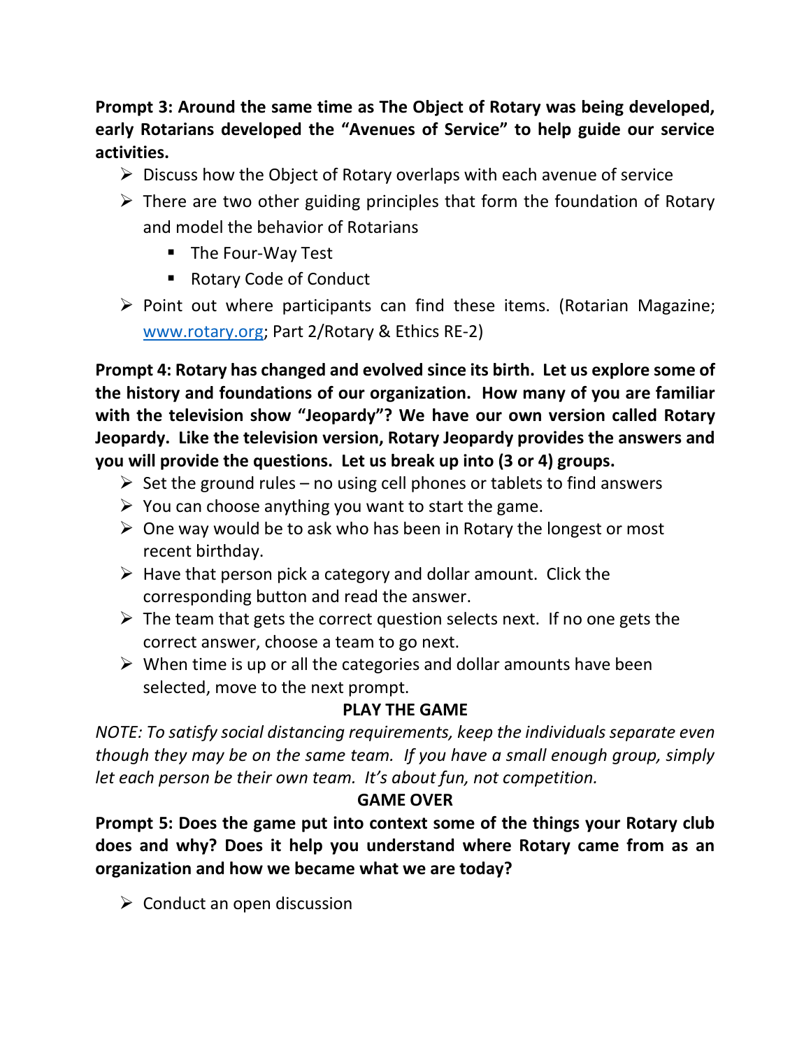**Prompt 3: Around the same time as The Object of Rotary was being developed, early Rotarians developed the "Avenues of Service" to help guide our service activities.**

- Discuss how the Object of Rotary overlaps with each avenue of service
- There are two other guiding principles that form the foundation of Rotary and model the behavior of Rotarians
  - The Four-Way Test
  - Rotary Code of Conduct
- Point out where participants can find these items. (Rotarian Magazine; [www.rotary.org](http://www.rotary.org); Part 2/Rotary & Ethics RE-2)

**Prompt 4: Rotary has changed and evolved since its birth. Let us explore some of the history and foundations of our organization. How many of you are familiar with the television show "Jeopardy"? We have our own version called Rotary Jeopardy. Like the television version, Rotary Jeopardy provides the answers and you will provide the questions. Let us break up into (3 or 4) groups.**

- Set the ground rules – no using cell phones or tablets to find answers
- You can choose anything you want to start the game.
- One way would be to ask who has been in Rotary the longest or most recent birthday.
- Have that person pick a category and dollar amount. Click the corresponding button and read the answer.
- The team that gets the correct question selects next. If no one gets the correct answer, choose a team to go next.
- When time is up or all the categories and dollar amounts have been selected, move to the next prompt.

**PLAY THE GAME**

*NOTE: To satisfy social distancing requirements, keep the individuals separate even though they may be on the same team. If you have a small enough group, simply let each person be their own team. It's about fun, not competition.*

**GAME OVER**

**Prompt 5: Does the game put into context some of the things your Rotary club does and why? Does it help you understand where Rotary came from as an organization and how we became what we are today?**

- Conduct an open discussion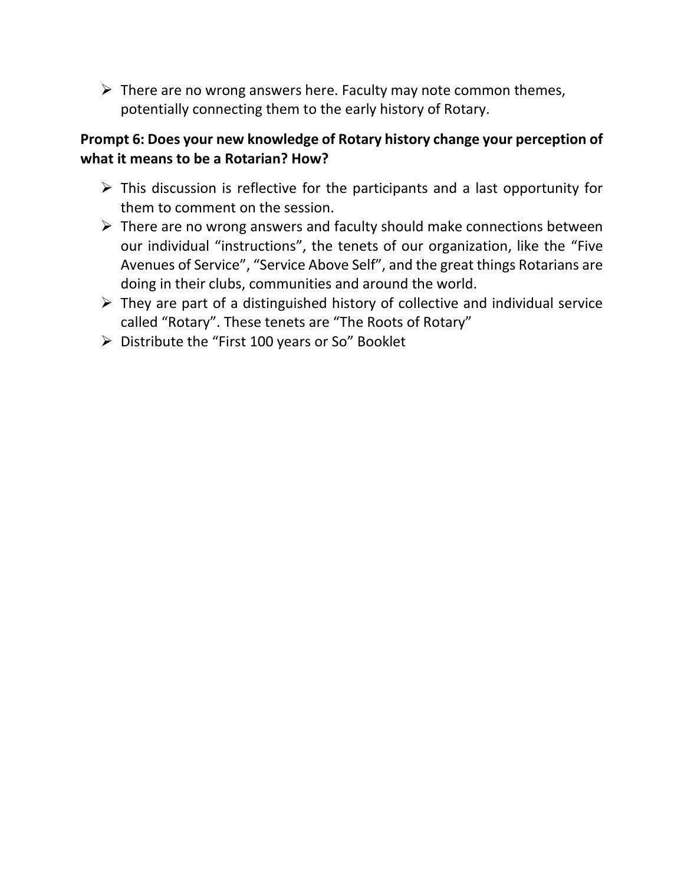- There are no wrong answers here. Faculty may note common themes, potentially connecting them to the early history of Rotary.

**Prompt 6: Does your new knowledge of Rotary history change your perception of what it means to be a Rotarian? How?**

- This discussion is reflective for the participants and a last opportunity for them to comment on the session.
- There are no wrong answers and faculty should make connections between our individual "instructions", the tenets of our organization, like the "Five Avenues of Service", "Service Above Self", and the great things Rotarians are doing in their clubs, communities and around the world.
- They are part of a distinguished history of collective and individual service called "Rotary". These tenets are "The Roots of Rotary"
- Distribute the "First 100 years or So" Booklet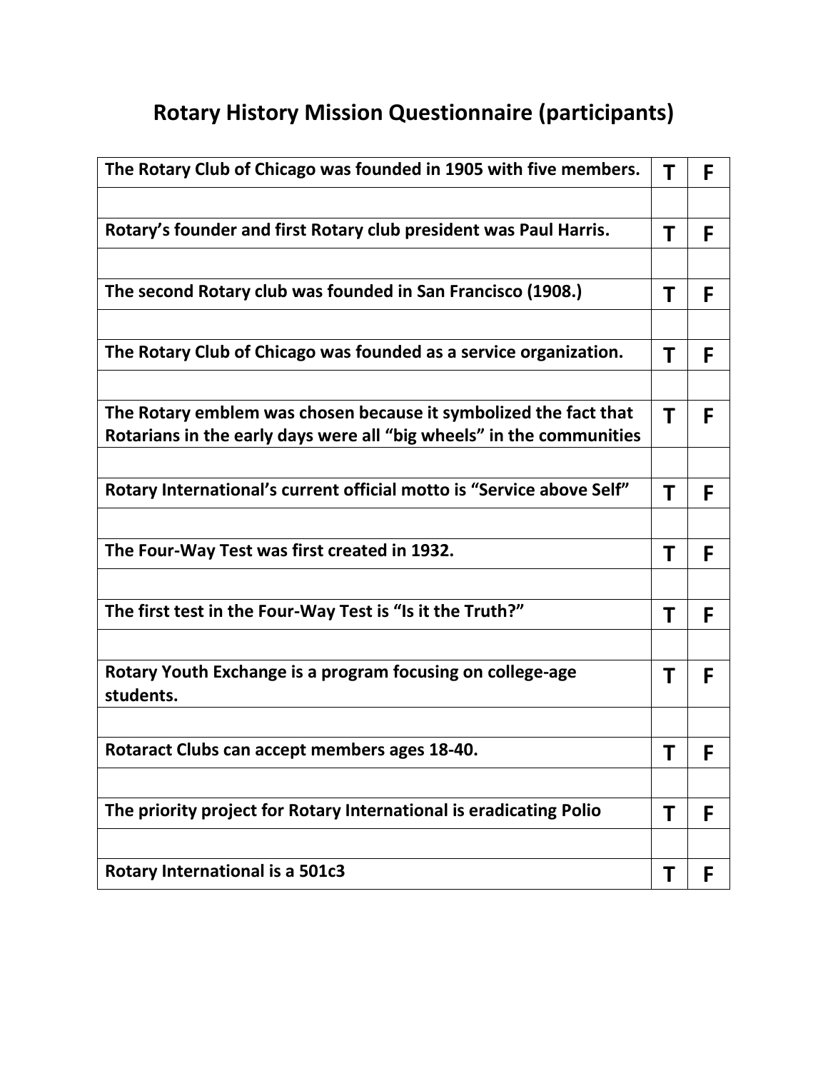# Rotary History Mission Questionnaire (participants)

| Statement | | |
|---|---|---|
| **The Rotary Club of Chicago was founded in 1905 with five members.** | **T** | **F** |
| | | |
| **Rotary's founder and first Rotary club president was Paul Harris.** | **T** | **F** |
| | | |
| **The second Rotary club was founded in San Francisco (1908.)** | **T** | **F** |
| | | |
| **The Rotary Club of Chicago was founded as a service organization.** | **T** | **F** |
| | | |
| **The Rotary emblem was chosen because it symbolized the fact that Rotarians in the early days were all "big wheels" in the communities** | **T** | **F** |
| | | |
| **Rotary International's current official motto is "Service above Self"** | **T** | **F** |
| | | |
| **The Four-Way Test was first created in 1932.** | **T** | **F** |
| | | |
| **The first test in the Four-Way Test is "Is it the Truth?"** | **T** | **F** |
| | | |
| **Rotary Youth Exchange is a program focusing on college-age students.** | **T** | **F** |
| | | |
| **Rotaract Clubs can accept members ages 18-40.** | **T** | **F** |
| | | |
| **The priority project for Rotary International is eradicating Polio** | **T** | **F** |
| | | |
| **Rotary International is a 501c3** | **T** | **F** |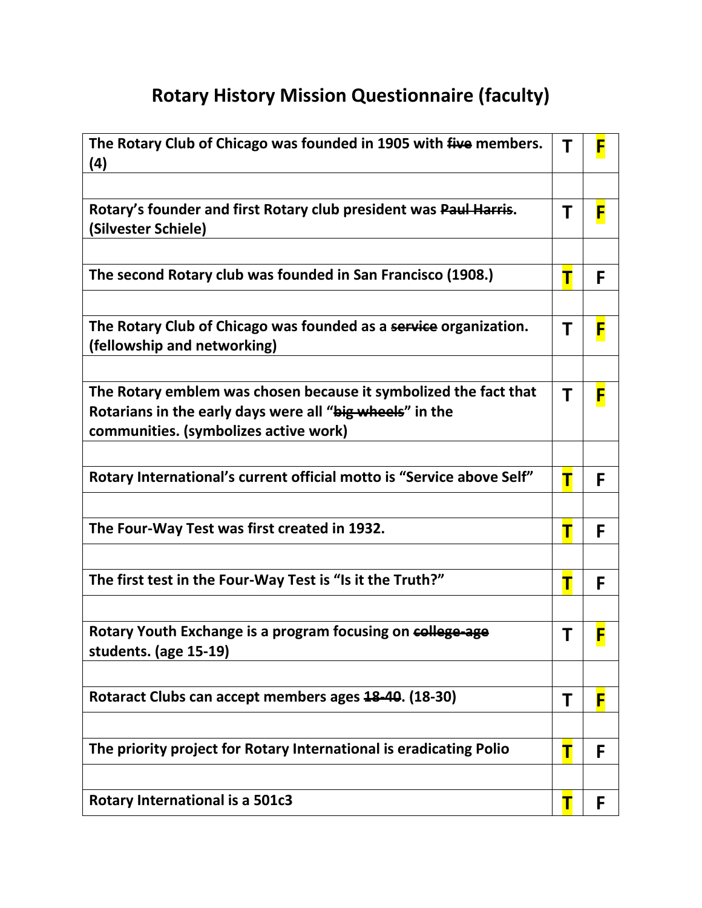# Rotary History Mission Questionnaire (faculty)

| Statement | T | F |
|---|---|---|
| The Rotary Club of Chicago was founded in 1905 with ~~five~~ members. (4) | T | **F** |
| | | |
| Rotary's founder and first Rotary club president was ~~Paul Harris~~. (Silvester Schiele) | T | **F** |
| | | |
| The second Rotary club was founded in San Francisco (1908.) | **T** | F |
| | | |
| The Rotary Club of Chicago was founded as a ~~service~~ organization. (fellowship and networking) | T | **F** |
| | | |
| The Rotary emblem was chosen because it symbolized the fact that Rotarians in the early days were all "~~big wheels~~" in the communities. (symbolizes active work) | T | **F** |
| | | |
| Rotary International's current official motto is "Service above Self" | **T** | F |
| | | |
| The Four-Way Test was first created in 1932. | **T** | F |
| | | |
| The first test in the Four-Way Test is "Is it the Truth?" | **T** | F |
| | | |
| Rotary Youth Exchange is a program focusing on ~~college-age~~ students. (age 15-19) | T | **F** |
| | | |
| Rotaract Clubs can accept members ages ~~18-40~~. (18-30) | T | **F** |
| | | |
| The priority project for Rotary International is eradicating Polio | **T** | F |
| | | |
| Rotary International is a 501c3 | **T** | F |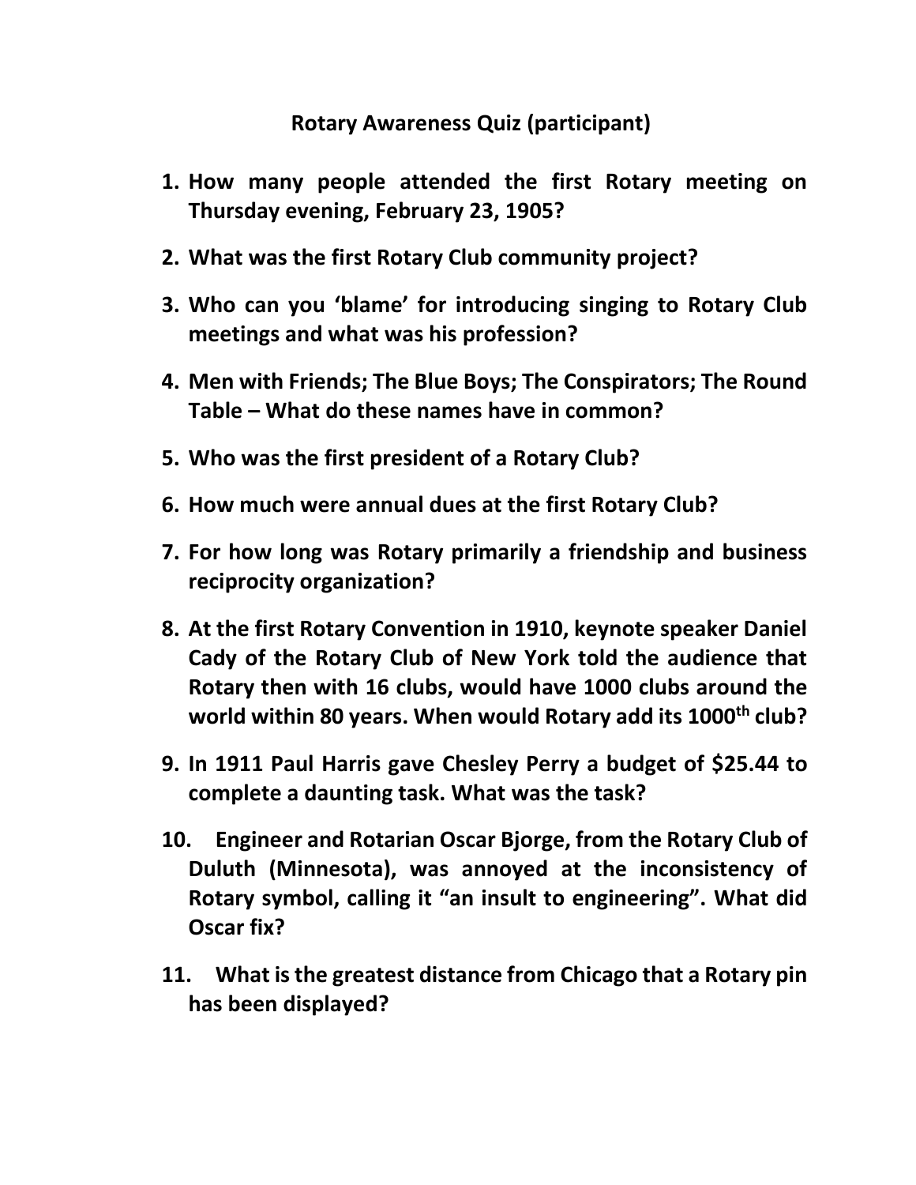# Rotary Awareness Quiz (participant)

1. **How many people attended the first Rotary meeting on Thursday evening, February 23, 1905?**
2. **What was the first Rotary Club community project?**
3. **Who can you 'blame' for introducing singing to Rotary Club meetings and what was his profession?**
4. **Men with Friends; The Blue Boys; The Conspirators; The Round Table – What do these names have in common?**
5. **Who was the first president of a Rotary Club?**
6. **How much were annual dues at the first Rotary Club?**
7. **For how long was Rotary primarily a friendship and business reciprocity organization?**
8. **At the first Rotary Convention in 1910, keynote speaker Daniel Cady of the Rotary Club of New York told the audience that Rotary then with 16 clubs, would have 1000 clubs around the world within 80 years. When would Rotary add its 1000th club?**
9. **In 1911 Paul Harris gave Chesley Perry a budget of $25.44 to complete a daunting task. What was the task?**
10. **Engineer and Rotarian Oscar Bjorge, from the Rotary Club of Duluth (Minnesota), was annoyed at the inconsistency of Rotary symbol, calling it "an insult to engineering". What did Oscar fix?**
11. **What is the greatest distance from Chicago that a Rotary pin has been displayed?**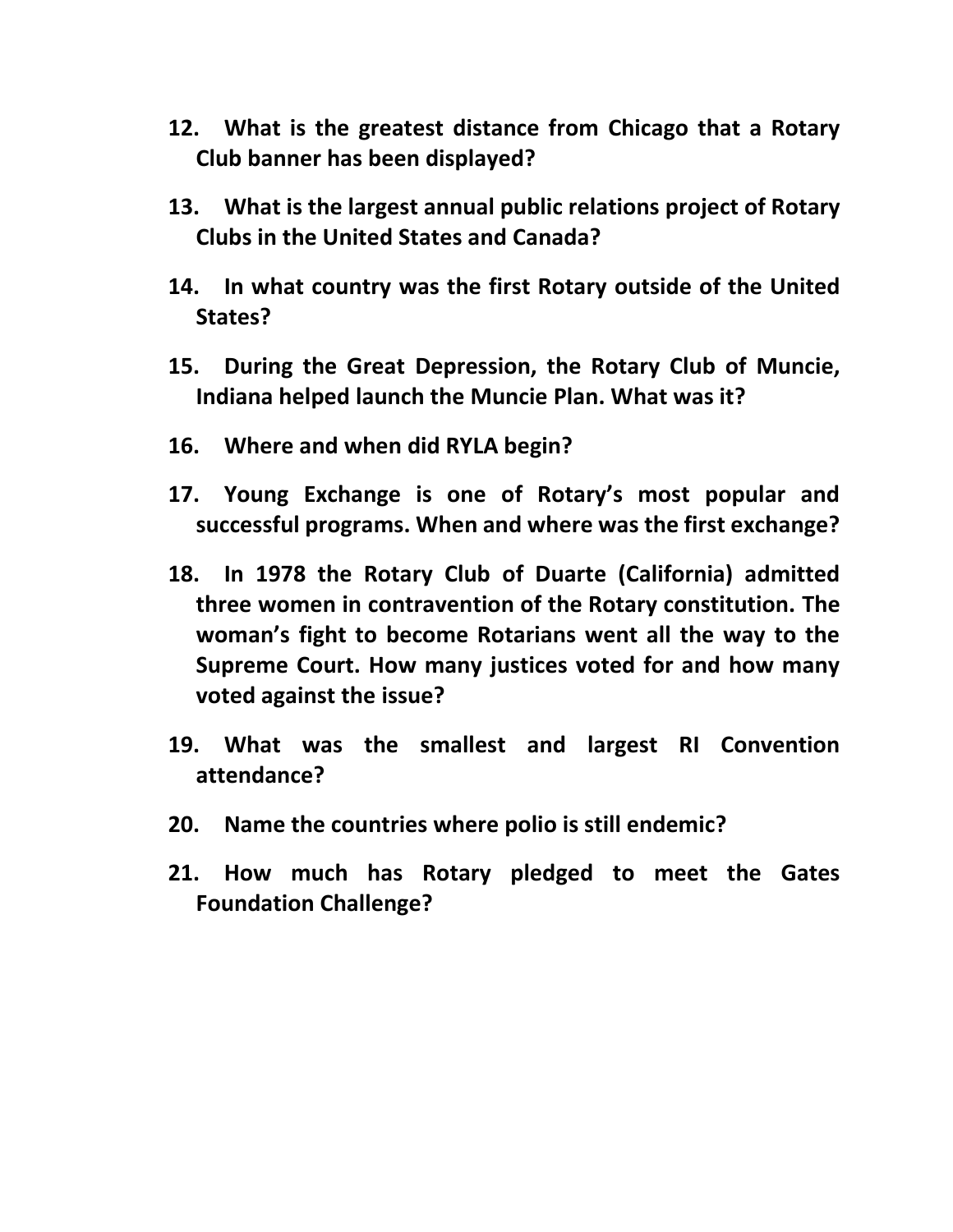**12. What is the greatest distance from Chicago that a Rotary Club banner has been displayed?**

**13. What is the largest annual public relations project of Rotary Clubs in the United States and Canada?**

**14. In what country was the first Rotary outside of the United States?**

**15. During the Great Depression, the Rotary Club of Muncie, Indiana helped launch the Muncie Plan. What was it?**

**16. Where and when did RYLA begin?**

**17. Young Exchange is one of Rotary's most popular and successful programs. When and where was the first exchange?**

**18. In 1978 the Rotary Club of Duarte (California) admitted three women in contravention of the Rotary constitution. The woman's fight to become Rotarians went all the way to the Supreme Court. How many justices voted for and how many voted against the issue?**

**19. What was the smallest and largest RI Convention attendance?**

**20. Name the countries where polio is still endemic?**

**21. How much has Rotary pledged to meet the Gates Foundation Challenge?**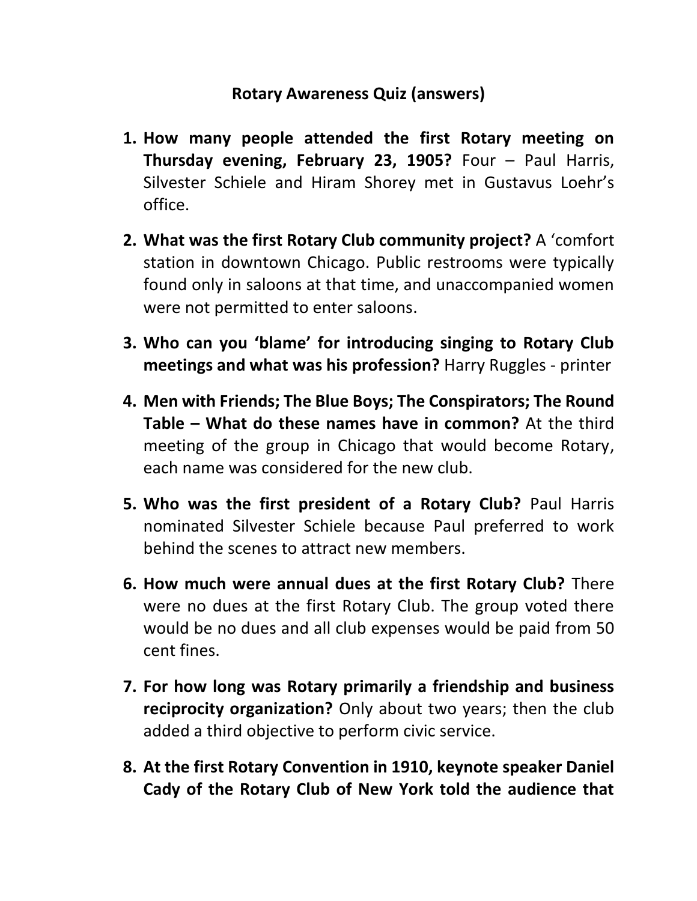**Rotary Awareness Quiz (answers)**

1. **How many people attended the first Rotary meeting on Thursday evening, February 23, 1905?** Four – Paul Harris, Silvester Schiele and Hiram Shorey met in Gustavus Loehr's office.

2. **What was the first Rotary Club community project?** A 'comfort station in downtown Chicago. Public restrooms were typically found only in saloons at that time, and unaccompanied women were not permitted to enter saloons.

3. **Who can you 'blame' for introducing singing to Rotary Club meetings and what was his profession?** Harry Ruggles - printer

4. **Men with Friends; The Blue Boys; The Conspirators; The Round Table – What do these names have in common?** At the third meeting of the group in Chicago that would become Rotary, each name was considered for the new club.

5. **Who was the first president of a Rotary Club?** Paul Harris nominated Silvester Schiele because Paul preferred to work behind the scenes to attract new members.

6. **How much were annual dues at the first Rotary Club?** There were no dues at the first Rotary Club. The group voted there would be no dues and all club expenses would be paid from 50 cent fines.

7. **For how long was Rotary primarily a friendship and business reciprocity organization?** Only about two years; then the club added a third objective to perform civic service.

8. **At the first Rotary Convention in 1910, keynote speaker Daniel Cady of the Rotary Club of New York told the audience that**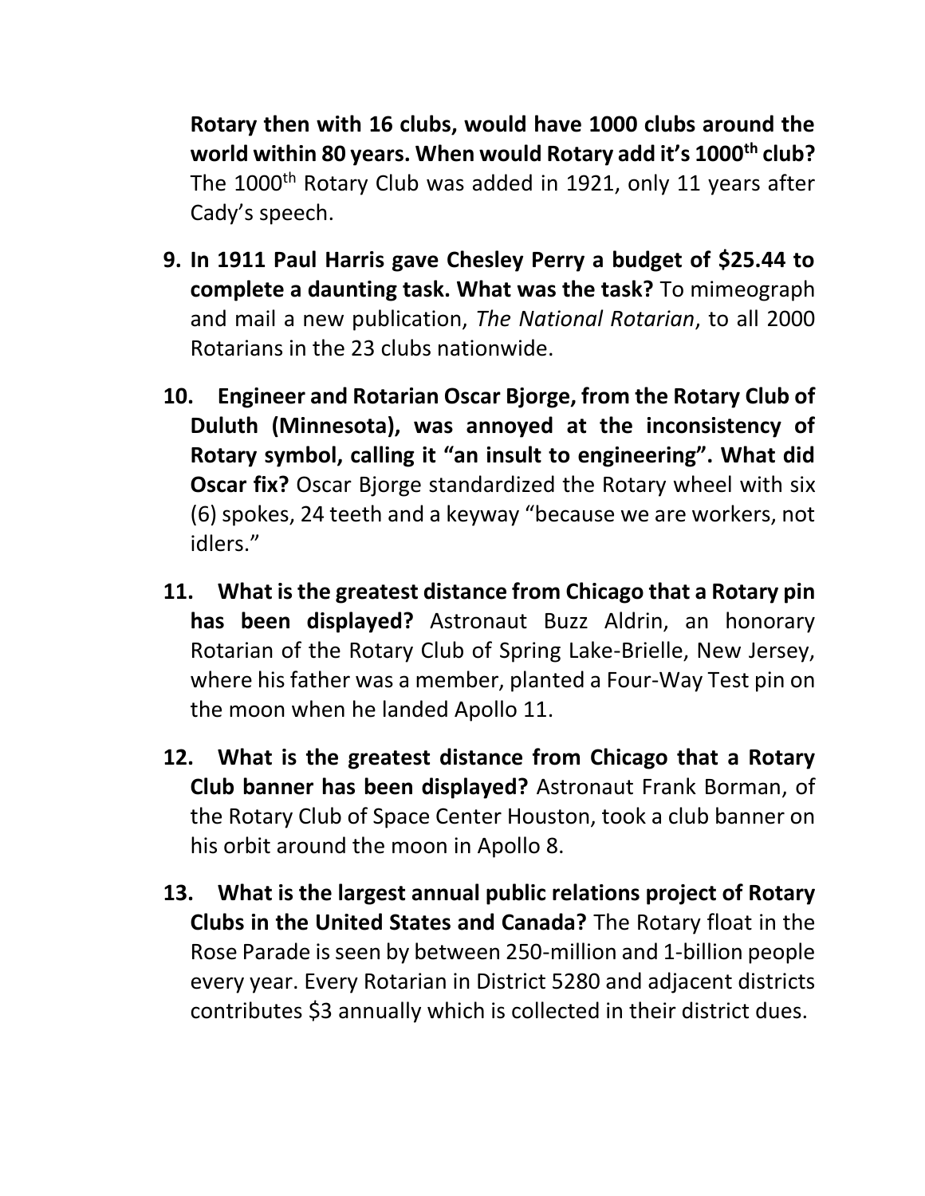**Rotary then with 16 clubs, would have 1000 clubs around the world within 80 years. When would Rotary add it's 1000th club?** The 1000th Rotary Club was added in 1921, only 11 years after Cady's speech.

9. **In 1911 Paul Harris gave Chesley Perry a budget of $25.44 to complete a daunting task. What was the task?** To mimeograph and mail a new publication, *The National Rotarian*, to all 2000 Rotarians in the 23 clubs nationwide.

10. **Engineer and Rotarian Oscar Bjorge, from the Rotary Club of Duluth (Minnesota), was annoyed at the inconsistency of Rotary symbol, calling it "an insult to engineering". What did Oscar fix?** Oscar Bjorge standardized the Rotary wheel with six (6) spokes, 24 teeth and a keyway "because we are workers, not idlers."

11. **What is the greatest distance from Chicago that a Rotary pin has been displayed?** Astronaut Buzz Aldrin, an honorary Rotarian of the Rotary Club of Spring Lake-Brielle, New Jersey, where his father was a member, planted a Four-Way Test pin on the moon when he landed Apollo 11.

12. **What is the greatest distance from Chicago that a Rotary Club banner has been displayed?** Astronaut Frank Borman, of the Rotary Club of Space Center Houston, took a club banner on his orbit around the moon in Apollo 8.

13. **What is the largest annual public relations project of Rotary Clubs in the United States and Canada?** The Rotary float in the Rose Parade is seen by between 250-million and 1-billion people every year. Every Rotarian in District 5280 and adjacent districts contributes $3 annually which is collected in their district dues.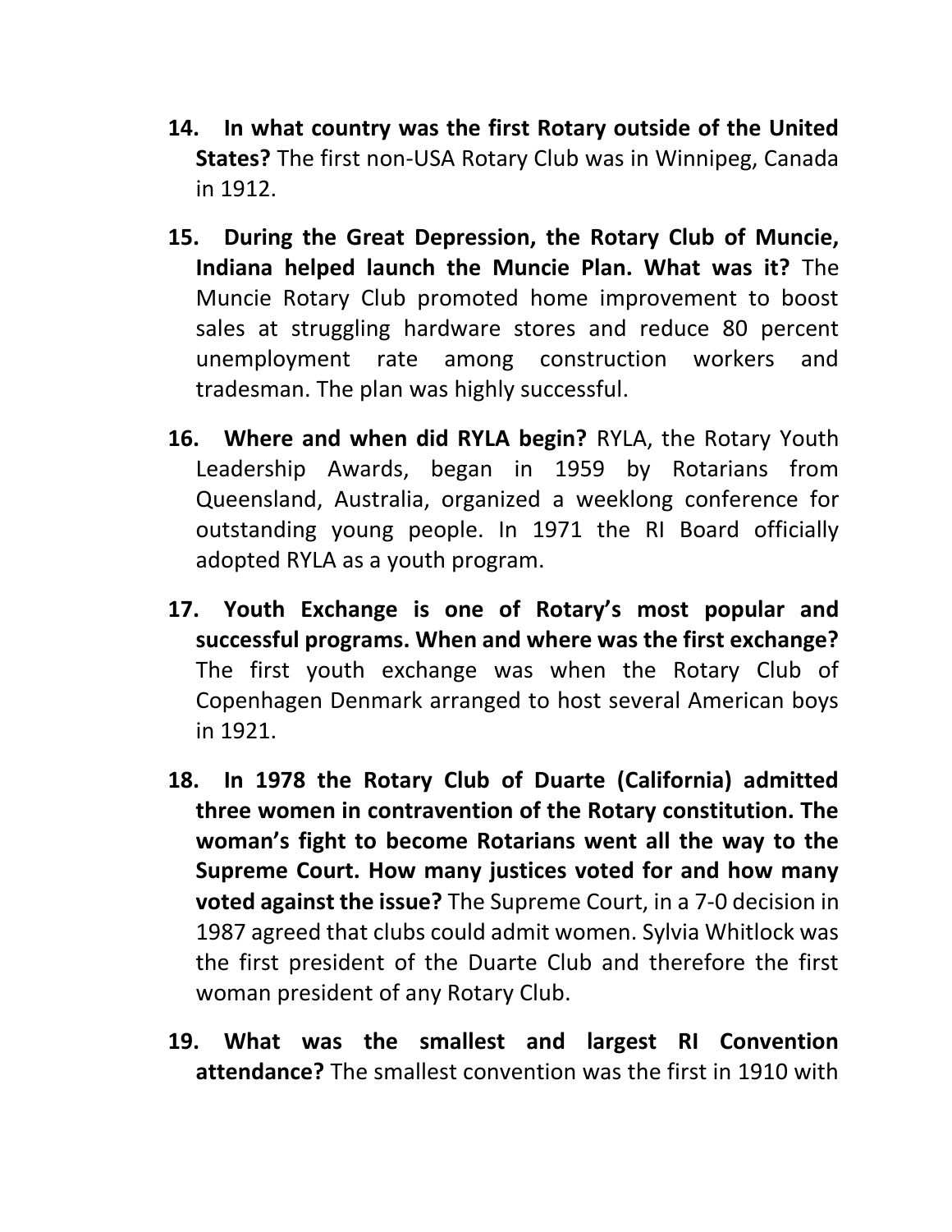14. **In what country was the first Rotary outside of the United States?** The first non-USA Rotary Club was in Winnipeg, Canada in 1912.

15. **During the Great Depression, the Rotary Club of Muncie, Indiana helped launch the Muncie Plan. What was it?** The Muncie Rotary Club promoted home improvement to boost sales at struggling hardware stores and reduce 80 percent unemployment rate among construction workers and tradesman. The plan was highly successful.

16. **Where and when did RYLA begin?** RYLA, the Rotary Youth Leadership Awards, began in 1959 by Rotarians from Queensland, Australia, organized a weeklong conference for outstanding young people. In 1971 the RI Board officially adopted RYLA as a youth program.

17. **Youth Exchange is one of Rotary's most popular and successful programs. When and where was the first exchange?** The first youth exchange was when the Rotary Club of Copenhagen Denmark arranged to host several American boys in 1921.

18. **In 1978 the Rotary Club of Duarte (California) admitted three women in contravention of the Rotary constitution. The woman's fight to become Rotarians went all the way to the Supreme Court. How many justices voted for and how many voted against the issue?** The Supreme Court, in a 7-0 decision in 1987 agreed that clubs could admit women. Sylvia Whitlock was the first president of the Duarte Club and therefore the first woman president of any Rotary Club.

19. **What was the smallest and largest RI Convention attendance?** The smallest convention was the first in 1910 with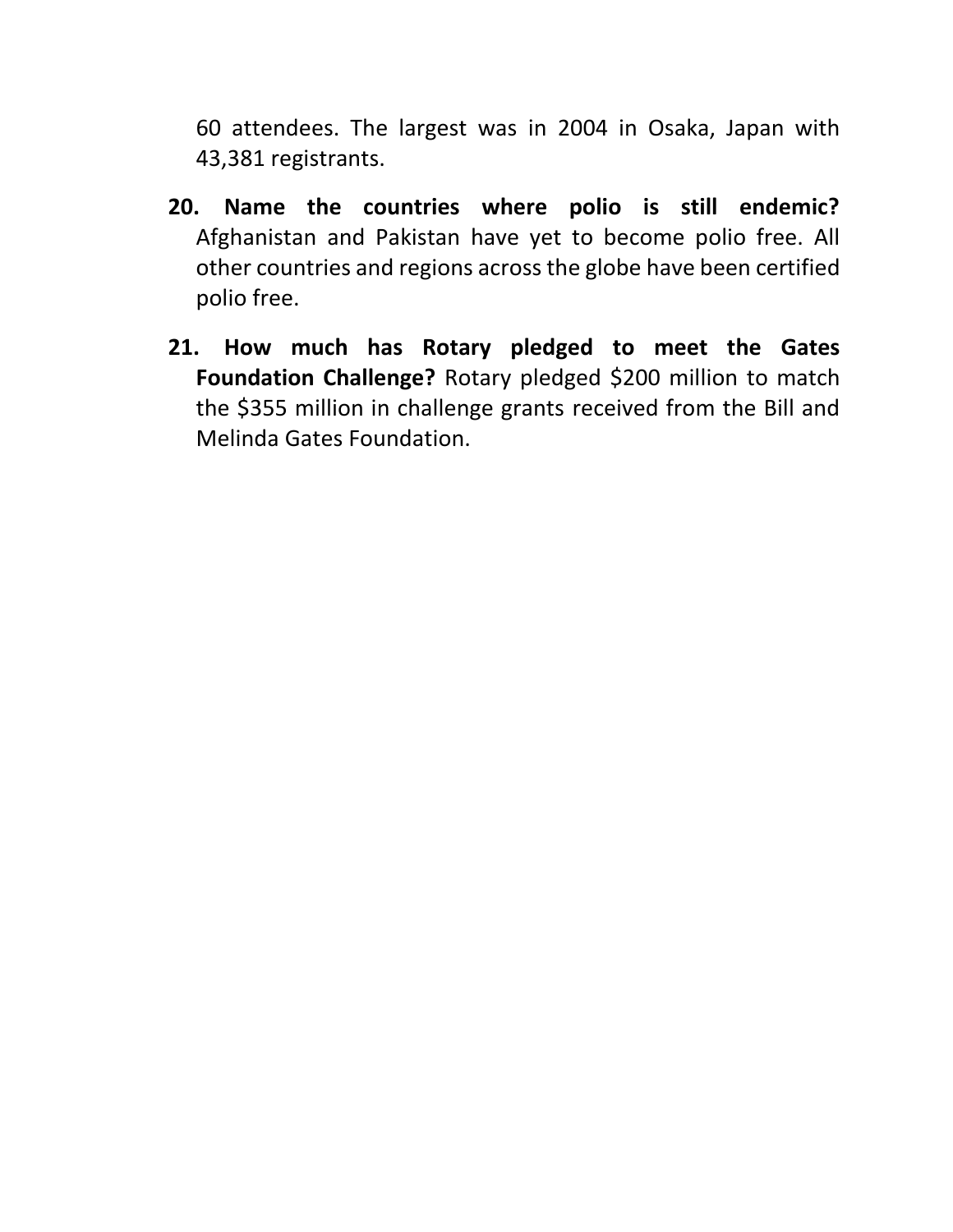60 attendees. The largest was in 2004 in Osaka, Japan with 43,381 registrants.

20. **Name the countries where polio is still endemic?** Afghanistan and Pakistan have yet to become polio free. All other countries and regions across the globe have been certified polio free.

21. **How much has Rotary pledged to meet the Gates Foundation Challenge?** Rotary pledged $200 million to match the $355 million in challenge grants received from the Bill and Melinda Gates Foundation.